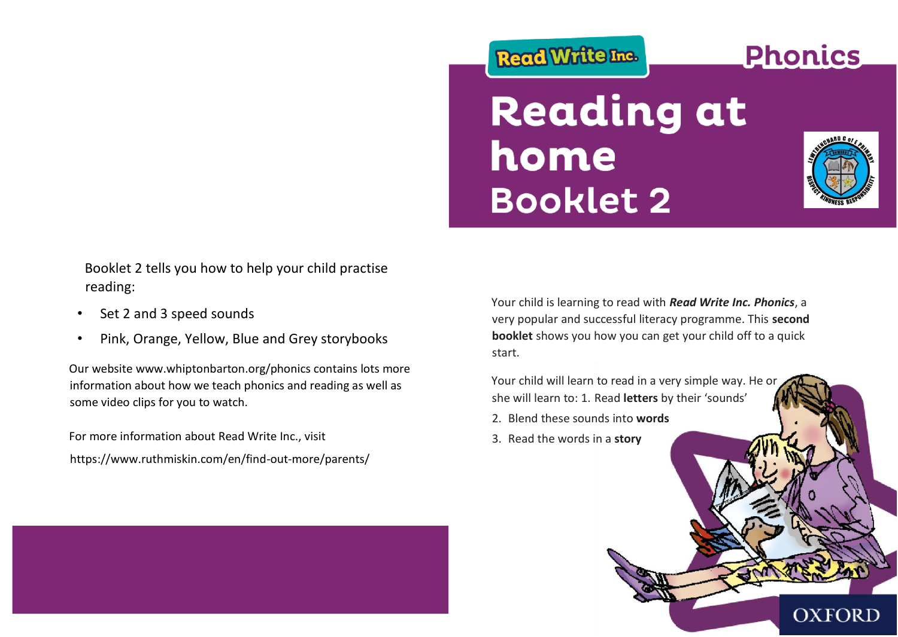Read Write Inc.

Phonics

# Reading at home

## Booklet 2

Your child is learning to read with ***Read Write Inc. Phonics***, a very popular and successful literacy programme. This **second booklet** shows you how you can get your child off to a quick start.

Your child will learn to read in a very simple way. He or she will learn to: 1. Read **letters** by their 'sounds'

2. Blend these sounds into **words**
3. Read the words in a **story**

Booklet 2 tells you how to help your child practise reading:

- Set 2 and 3 speed sounds
- Pink, Orange, Yellow, Blue and Grey storybooks

Our website www.whiptonbarton.org/phonics contains lots more information about how we teach phonics and reading as well as some video clips for you to watch.

For more information about Read Write Inc., visit

https://www.ruthmiskin.com/en/find-out-more/parents/

OXFORD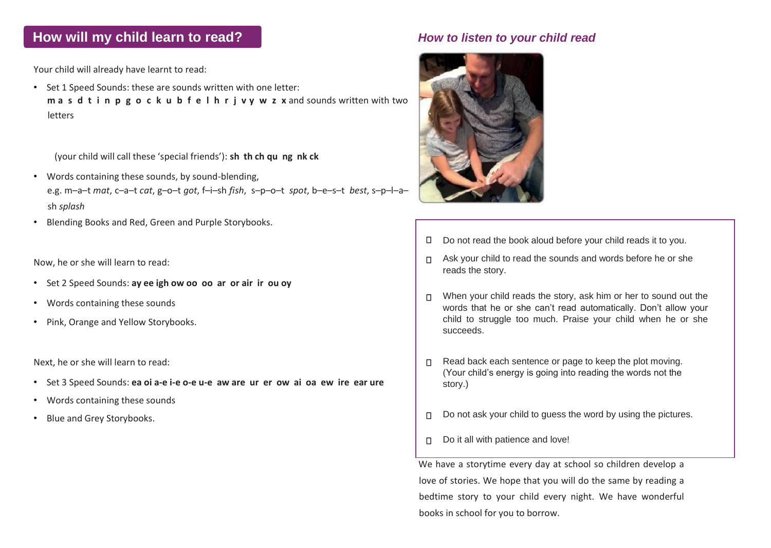## How will my child learn to read?

Your child will already have learnt to read:

- Set 1 Speed Sounds: these are sounds written with one letter:
  **m a s d t i n p g o c k u b f e l h r j v y w z x** and sounds written with two letters

  (your child will call these 'special friends'): **sh th ch qu ng nk ck**
- Words containing these sounds, by sound-blending,
  e.g. m–a–t *mat*, c–a–t *cat*, g–o–t *got*, f–i–sh *fish*, s–p–o–t *spot*, b–e–s–t *best*, s–p–l–a–sh *splash*
- Blending Books and Red, Green and Purple Storybooks.

Now, he or she will learn to read:

- Set 2 Speed Sounds: **ay ee igh ow oo oo ar or air ir ou oy**
- Words containing these sounds
- Pink, Orange and Yellow Storybooks.

Next, he or she will learn to read:

- Set 3 Speed Sounds: **ea oi a-e i-e o-e u-e aw are ur er ow ai oa ew ire ear ure**
- Words containing these sounds
- Blue and Grey Storybooks.

### *How to listen to your child read*

- Do not read the book aloud before your child reads it to you.
- Ask your child to read the sounds and words before he or she reads the story.
- When your child reads the story, ask him or her to sound out the words that he or she can't read automatically. Don't allow your child to struggle too much. Praise your child when he or she succeeds.
- Read back each sentence or page to keep the plot moving. (Your child's energy is going into reading the words not the story.)
- Do not ask your child to guess the word by using the pictures.
- Do it all with patience and love!

We have a storytime every day at school so children develop a love of stories. We hope that you will do the same by reading a bedtime story to your child every night. We have wonderful books in school for you to borrow.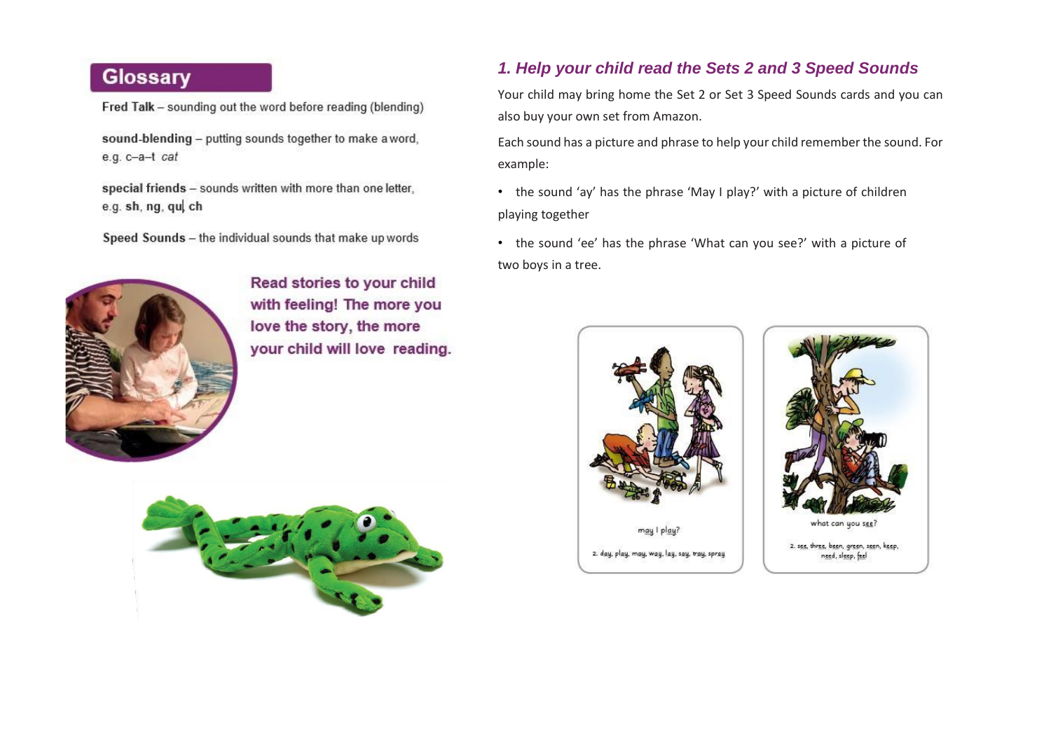## Glossary

**Fred Talk** – sounding out the word before reading (blending)

**sound-blending** – putting sounds together to make a word, e.g. c–a–t *cat*

**special friends** – sounds written with more than one letter, e.g. **sh**, **ng**, **qu**, **ch**

**Speed Sounds** – the individual sounds that make up words

**Read stories to your child with feeling! The more you love the story, the more your child will love reading.**

### *1. Help your child read the Sets 2 and 3 Speed Sounds*

Your child may bring home the Set 2 or Set 3 Speed Sounds cards and you can also buy your own set from Amazon.

Each sound has a picture and phrase to help your child remember the sound. For example:

- the sound 'ay' has the phrase 'May I play?' with a picture of children playing together
- the sound 'ee' has the phrase 'What can you see?' with a picture of two boys in a tree.

may I play?

2. day, play, may, way, lay, say, tray, spray

what can you see?

2. see, three, been, green, seen, keep, need, sleep, feel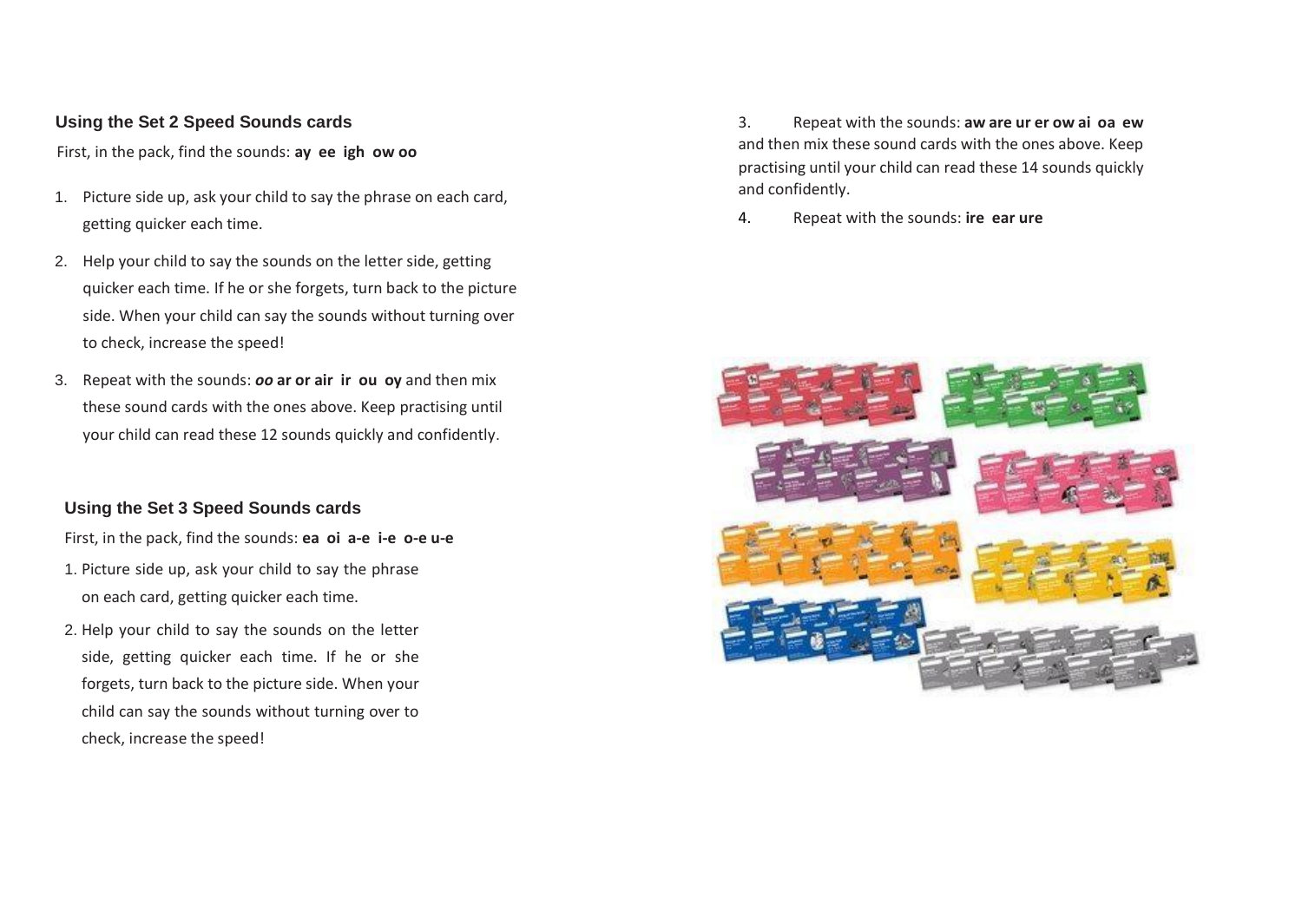## Using the Set 2 Speed Sounds cards

First, in the pack, find the sounds: **ay ee igh ow oo**

1. Picture side up, ask your child to say the phrase on each card, getting quicker each time.
2. Help your child to say the sounds on the letter side, getting quicker each time. If he or she forgets, turn back to the picture side. When your child can say the sounds without turning over to check, increase the speed!
3. Repeat with the sounds: ***oo*** **ar or air ir ou oy** and then mix these sound cards with the ones above. Keep practising until your child can read these 12 sounds quickly and confidently.

## Using the Set 3 Speed Sounds cards

First, in the pack, find the sounds: **ea oi a-e i-e o-e u-e**

1. Picture side up, ask your child to say the phrase on each card, getting quicker each time.
2. Help your child to say the sounds on the letter side, getting quicker each time. If he or she forgets, turn back to the picture side. When your child can say the sounds without turning over to check, increase the speed!
3. Repeat with the sounds: **aw are ur er ow ai oa ew** and then mix these sound cards with the ones above. Keep practising until your child can read these 14 sounds quickly and confidently.
4. Repeat with the sounds: **ire ear ure**